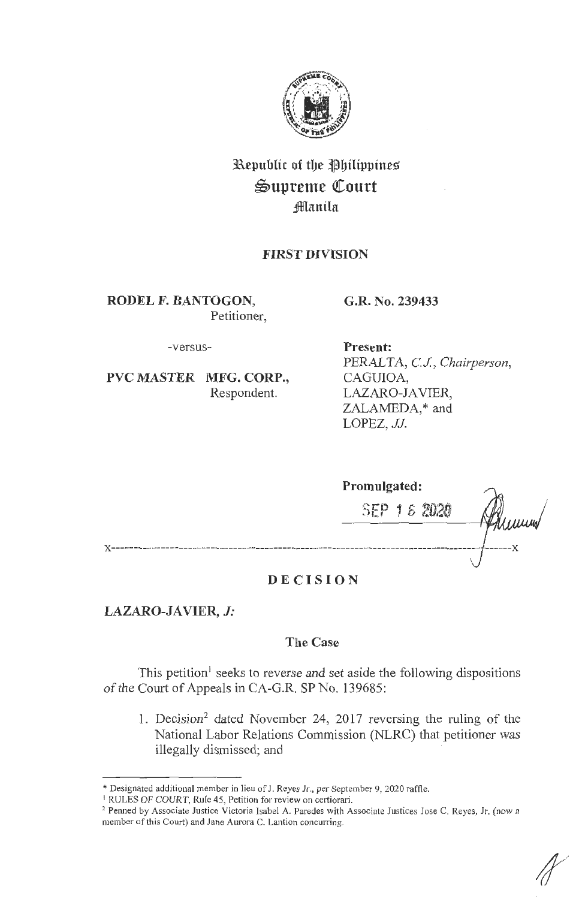Republic of the Philippines
Supreme Court
Manila

**FIRST DIVISION**

**RODEL F. BANTOGON,**
Petitioner,

-versus-

**PVC MASTER MFG. CORP.,**
Respondent.

**G.R. No. 239433**

**Present:**
PERALTA, *C.J., Chairperson,*
CAGUIOA,
LAZARO-JAVIER,
ZALAMEDA,* and
LOPEZ, *JJ.*

**Promulgated:**
SEP 16 2020

x-----------------------------------------------------------------------------------------x

# DECISION

**LAZARO-JAVIER, *J:***

## The Case

This petition[1] seeks to reverse and set aside the following dispositions of the Court of Appeals in CA-G.R. SP No. 139685:

1. Decision[2] dated November 24, 2017 reversing the ruling of the National Labor Relations Commission (NLRC) that petitioner was illegally dismissed; and

---

\* Designated additional member in lieu of J. Reyes Jr., per September 9, 2020 raffle.

[1] RULES OF COURT, Rule 45, Petition for review on certiorari.

[2] Penned by Associate Justice Victoria Isabel A. Paredes with Associate Justices Jose C. Reyes, Jr. (now a member of this Court) and Jane Aurora C. Lantion concurring.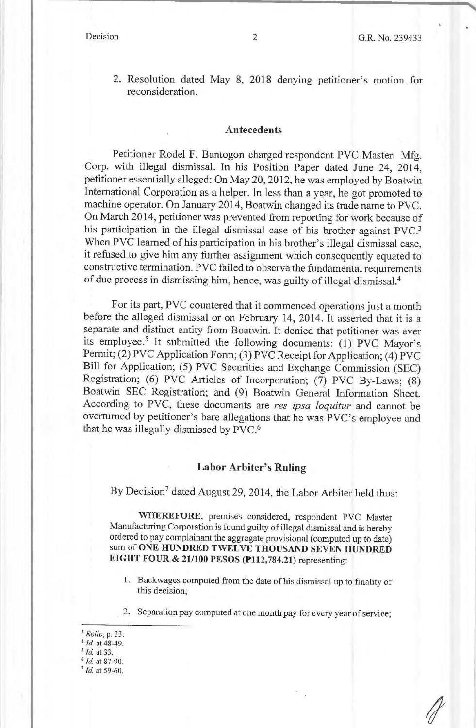2. Resolution dated May 8, 2018 denying petitioner's motion for reconsideration.

## Antecedents

Petitioner Rodel F. Bantogon charged respondent PVC Master Mfg. Corp. with illegal dismissal. In his Position Paper dated June 24, 2014, petitioner essentially alleged: On May 20, 2012, he was employed by Boatwin International Corporation as a helper. In less than a year, he got promoted to machine operator. On January 2014, Boatwin changed its trade name to PVC. On March 2014, petitioner was prevented from reporting for work because of his participation in the illegal dismissal case of his brother against PVC.[3] When PVC learned of his participation in his brother's illegal dismissal case, it refused to give him any further assignment which consequently equated to constructive termination. PVC failed to observe the fundamental requirements of due process in dismissing him, hence, was guilty of illegal dismissal.[4]

For its part, PVC countered that it commenced operations just a month before the alleged dismissal or on February 14, 2014. It asserted that it is a separate and distinct entity from Boatwin. It denied that petitioner was ever its employee.[5] It submitted the following documents: (1) PVC Mayor's Permit; (2) PVC Application Form; (3) PVC Receipt for Application; (4) PVC Bill for Application; (5) PVC Securities and Exchange Commission (SEC) Registration; (6) PVC Articles of Incorporation; (7) PVC By-Laws; (8) Boatwin SEC Registration; and (9) Boatwin General Information Sheet. According to PVC, these documents are *res ipsa loquitur* and cannot be overturned by petitioner's bare allegations that he was PVC's employee and that he was illegally dismissed by PVC.[6]

## Labor Arbiter's Ruling

By Decision[7] dated August 29, 2014, the Labor Arbiter held thus:

> **WHEREFORE**, premises considered, respondent PVC Master Manufacturing Corporation is found guilty of illegal dismissal and is hereby ordered to pay complainant the aggregate provisional (computed up to date) sum of **ONE HUNDRED TWELVE THOUSAND SEVEN HUNDRED EIGHT FOUR & 21/100 PESOS (₱112,784.21)** representing:
>
> 1. Backwages computed from the date of his dismissal up to finality of this decision;
>
> 2. Separation pay computed at one month pay for every year of service;

---

[3] *Rollo*, p. 33.

[4] *Id.* at 48-49.

[5] *Id.* at 33.

[6] *Id.* at 87-90.

[7] *Id.* at 59-60.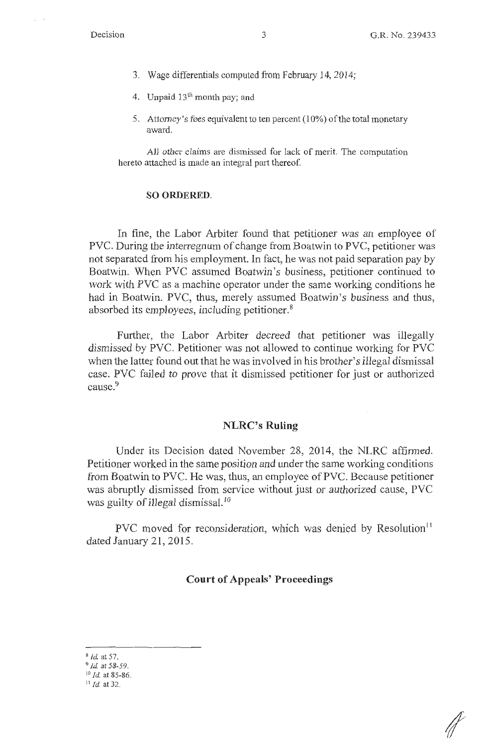3. Wage differentials computed from February 14, 2014;

4. Unpaid 13th month pay; and

5. Attorney's fees equivalent to ten percent (10%) of the total monetary award.

All other claims are dismissed for lack of merit. The computation hereto attached is made an integral part thereof.

**SO ORDERED.**

In fine, the Labor Arbiter found that petitioner was an employee of PVC. During the interregnum of change from Boatwin to PVC, petitioner was not separated from his employment. In fact, he was not paid separation pay by Boatwin. When PVC assumed Boatwin's business, petitioner continued to work with PVC as a machine operator under the same working conditions he had in Boatwin. PVC, thus, merely assumed Boatwin's business and thus, absorbed its employees, including petitioner.[8]

Further, the Labor Arbiter decreed that petitioner was illegally dismissed by PVC. Petitioner was not allowed to continue working for PVC when the latter found out that he was involved in his brother's illegal dismissal case. PVC failed to prove that it dismissed petitioner for just or authorized cause.[9]

## NLRC's Ruling

Under its Decision dated November 28, 2014, the NLRC affirmed. Petitioner worked in the same position and under the same working conditions from Boatwin to PVC. He was, thus, an employee of PVC. Because petitioner was abruptly dismissed from service without just or authorized cause, PVC was guilty of illegal dismissal.[10]

PVC moved for reconsideration, which was denied by Resolution[11] dated January 21, 2015.

## Court of Appeals' Proceedings

---

[8] *Id.* at 57.

[9] *Id.* at 58-59.

[10] *Id.* at 85-86.

[11] *Id.* at 32.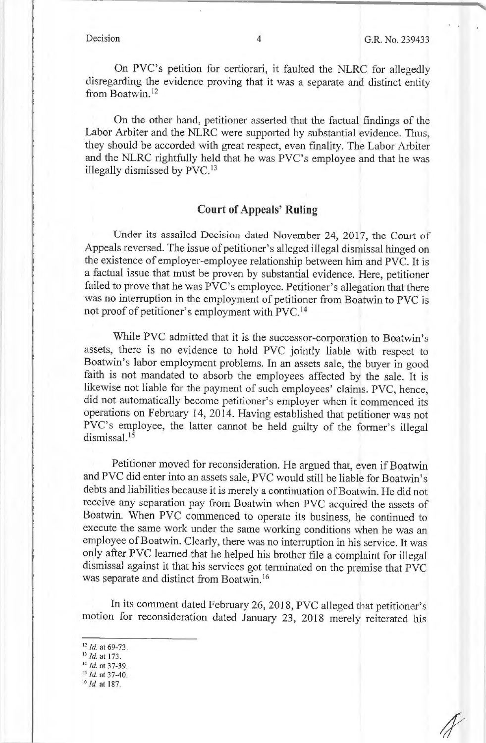On PVC's petition for certiorari, it faulted the NLRC for allegedly disregarding the evidence proving that it was a separate and distinct entity from Boatwin.[12]

On the other hand, petitioner asserted that the factual findings of the Labor Arbiter and the NLRC were supported by substantial evidence. Thus, they should be accorded with great respect, even finality. The Labor Arbiter and the NLRC rightfully held that he was PVC's employee and that he was illegally dismissed by PVC.[13]

## Court of Appeals' Ruling

Under its assailed Decision dated November 24, 2017, the Court of Appeals reversed. The issue of petitioner's alleged illegal dismissal hinged on the existence of employer-employee relationship between him and PVC. It is a factual issue that must be proven by substantial evidence. Here, petitioner failed to prove that he was PVC's employee. Petitioner's allegation that there was no interruption in the employment of petitioner from Boatwin to PVC is not proof of petitioner's employment with PVC.[14]

While PVC admitted that it is the successor-corporation to Boatwin's assets, there is no evidence to hold PVC jointly liable with respect to Boatwin's labor employment problems. In an assets sale, the buyer in good faith is not mandated to absorb the employees affected by the sale. It is likewise not liable for the payment of such employees' claims. PVC, hence, did not automatically become petitioner's employer when it commenced its operations on February 14, 2014. Having established that petitioner was not PVC's employee, the latter cannot be held guilty of the former's illegal dismissal.[15]

Petitioner moved for reconsideration. He argued that, even if Boatwin and PVC did enter into an assets sale, PVC would still be liable for Boatwin's debts and liabilities because it is merely a continuation of Boatwin. He did not receive any separation pay from Boatwin when PVC acquired the assets of Boatwin. When PVC commenced to operate its business, he continued to execute the same work under the same working conditions when he was an employee of Boatwin. Clearly, there was no interruption in his service. It was only after PVC learned that he helped his brother file a complaint for illegal dismissal against it that his services got terminated on the premise that PVC was separate and distinct from Boatwin.[16]

In its comment dated February 26, 2018, PVC alleged that petitioner's motion for reconsideration dated January 23, 2018 merely reiterated his

---

[12] *Id.* at 69-73.
[13] *Id.* at 173.
[14] *Id.* at 37-39.
[15] *Id.* at 37-40.
[16] *Id.* at 187.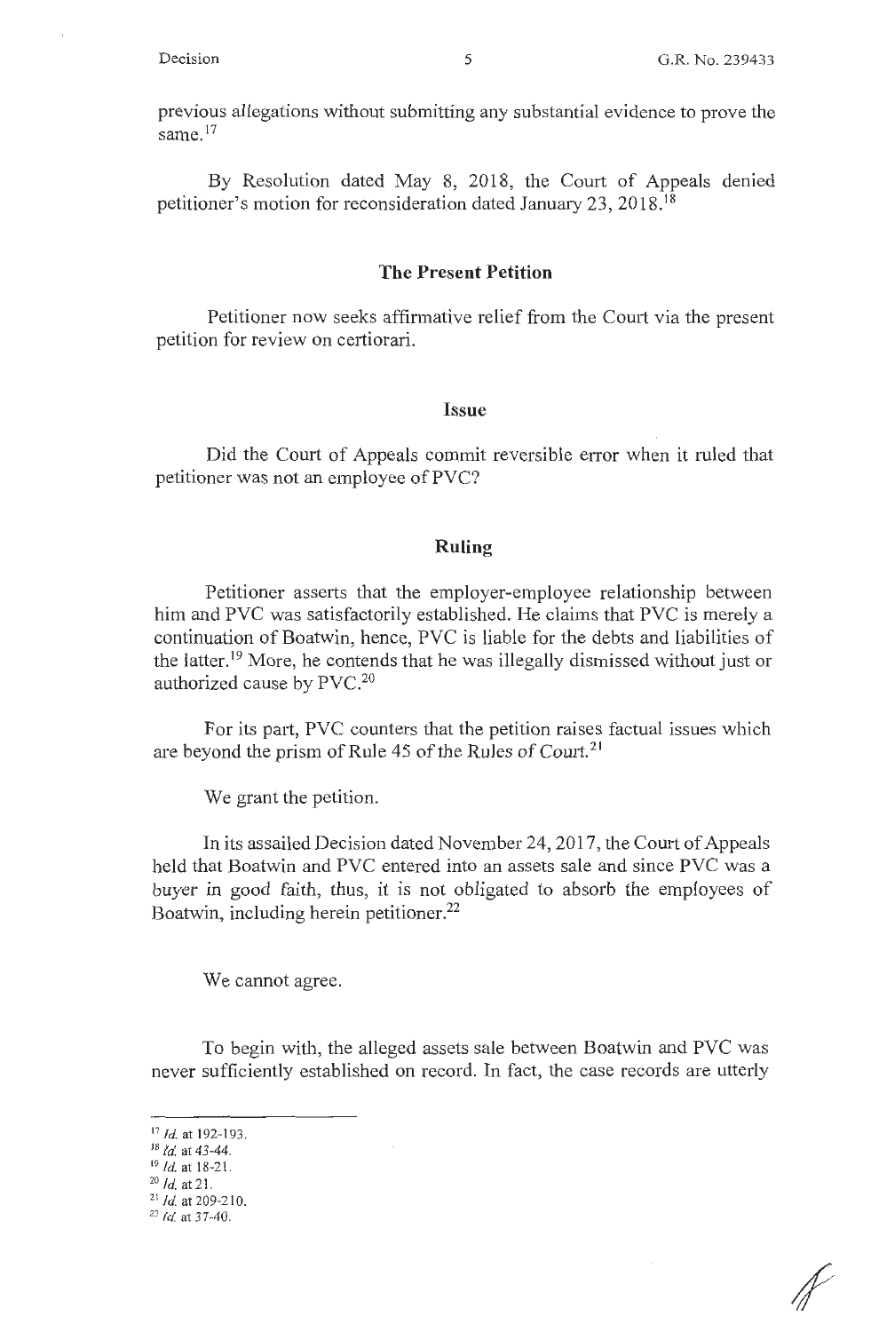previous allegations without submitting any substantial evidence to prove the same.[17]

By Resolution dated May 8, 2018, the Court of Appeals denied petitioner's motion for reconsideration dated January 23, 2018.[18]

## The Present Petition

Petitioner now seeks affirmative relief from the Court via the present petition for review on certiorari.

## Issue

Did the Court of Appeals commit reversible error when it ruled that petitioner was not an employee of PVC?

## Ruling

Petitioner asserts that the employer-employee relationship between him and PVC was satisfactorily established. He claims that PVC is merely a continuation of Boatwin, hence, PVC is liable for the debts and liabilities of the latter.[19] More, he contends that he was illegally dismissed without just or authorized cause by PVC.[20]

For its part, PVC counters that the petition raises factual issues which are beyond the prism of Rule 45 of the Rules of Court.[21]

We grant the petition.

In its assailed Decision dated November 24, 2017, the Court of Appeals held that Boatwin and PVC entered into an assets sale and since PVC was a buyer in good faith, thus, it is not obligated to absorb the employees of Boatwin, including herein petitioner.[22]

We cannot agree.

To begin with, the alleged assets sale between Boatwin and PVC was never sufficiently established on record. In fact, the case records are utterly

---

[17] *Id.* at 192-193.
[18] *Id.* at 43-44.
[19] *Id.* at 18-21.
[20] *Id.* at 21.
[21] *Id.* at 209-210.
[22] *Id.* at 37-40.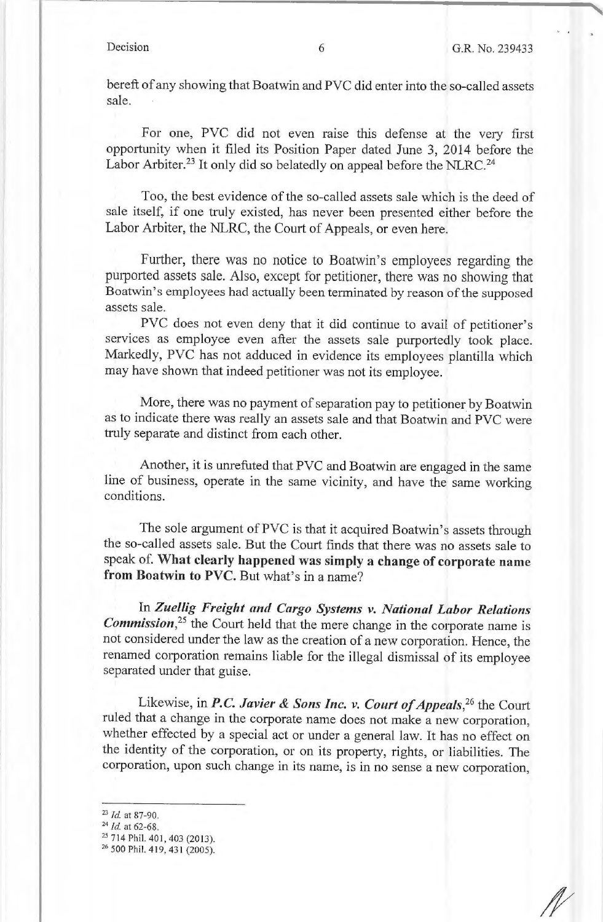bereft of any showing that Boatwin and PVC did enter into the so-called assets sale.

For one, PVC did not even raise this defense at the very first opportunity when it filed its Position Paper dated June 3, 2014 before the Labor Arbiter.[23] It only did so belatedly on appeal before the NLRC.[24]

Too, the best evidence of the so-called assets sale which is the deed of sale itself, if one truly existed, has never been presented either before the Labor Arbiter, the NLRC, the Court of Appeals, or even here.

Further, there was no notice to Boatwin's employees regarding the purported assets sale. Also, except for petitioner, there was no showing that Boatwin's employees had actually been terminated by reason of the supposed assets sale.

PVC does not even deny that it did continue to avail of petitioner's services as employee even after the assets sale purportedly took place. Markedly, PVC has not adduced in evidence its employees plantilla which may have shown that indeed petitioner was not its employee.

More, there was no payment of separation pay to petitioner by Boatwin as to indicate there was really an assets sale and that Boatwin and PVC were truly separate and distinct from each other.

Another, it is unrefuted that PVC and Boatwin are engaged in the same line of business, operate in the same vicinity, and have the same working conditions.

The sole argument of PVC is that it acquired Boatwin's assets through the so-called assets sale. But the Court finds that there was no assets sale to speak of. **What clearly happened was simply a change of corporate name from Boatwin to PVC.** But what's in a name?

In ***Zuellig Freight and Cargo Systems v. National Labor Relations Commission***,[25] the Court held that the mere change in the corporate name is not considered under the law as the creation of a new corporation. Hence, the renamed corporation remains liable for the illegal dismissal of its employee separated under that guise.

Likewise, in ***P.C. Javier & Sons Inc. v. Court of Appeals***,[26] the Court ruled that a change in the corporate name does not make a new corporation, whether effected by a special act or under a general law. It has no effect on the identity of the corporation, or on its property, rights, or liabilities. The corporation, upon such change in its name, is in no sense a new corporation,

---

[23] *Id.* at 87-90.

[24] *Id.* at 62-68.

[25] 714 Phil. 401, 403 (2013).

[26] 500 Phil. 419, 431 (2005).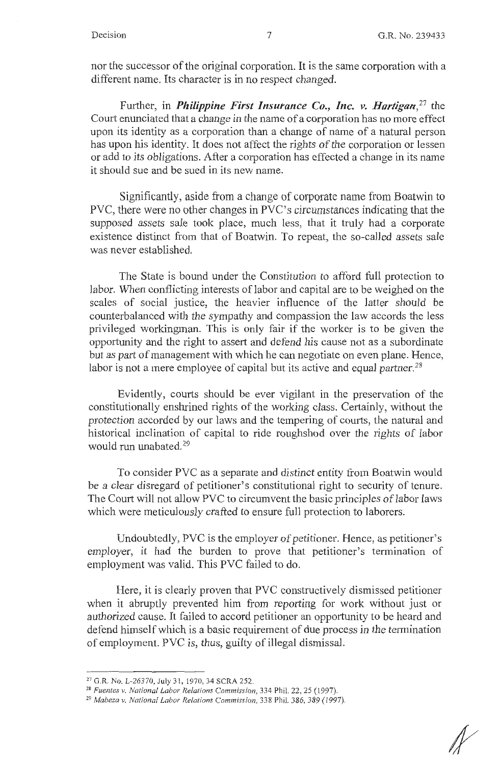nor the successor of the original corporation. It is the same corporation with a different name. Its character is in no respect changed.

Further, in ***Philippine First Insurance Co., Inc. v. Hartigan***,[27] the Court enunciated that a change in the name of a corporation has no more effect upon its identity as a corporation than a change of name of a natural person has upon his identity. It does not affect the rights of the corporation or lessen or add to its obligations. After a corporation has effected a change in its name it should sue and be sued in its new name.

Significantly, aside from a change of corporate name from Boatwin to PVC, there were no other changes in PVC's circumstances indicating that the supposed assets sale took place, much less, that it truly had a corporate existence distinct from that of Boatwin. To repeat, the so-called assets sale was never established.

The State is bound under the Constitution to afford full protection to labor. When conflicting interests of labor and capital are to be weighed on the scales of social justice, the heavier influence of the latter should be counterbalanced with the sympathy and compassion the law accords the less privileged workingman. This is only fair if the worker is to be given the opportunity and the right to assert and defend his cause not as a subordinate but as part of management with which he can negotiate on even plane. Hence, labor is not a mere employee of capital but its active and equal partner.[28]

Evidently, courts should be ever vigilant in the preservation of the constitutionally enshrined rights of the working class. Certainly, without the protection accorded by our laws and the tempering of courts, the natural and historical inclination of capital to ride roughshod over the rights of labor would run unabated.[29]

To consider PVC as a separate and distinct entity from Boatwin would be a clear disregard of petitioner's constitutional right to security of tenure. The Court will not allow PVC to circumvent the basic principles of labor laws which were meticulously crafted to ensure full protection to laborers.

Undoubtedly, PVC is the employer of petitioner. Hence, as petitioner's employer, it had the burden to prove that petitioner's termination of employment was valid. This PVC failed to do.

Here, it is clearly proven that PVC constructively dismissed petitioner when it abruptly prevented him from reporting for work without just or authorized cause. It failed to accord petitioner an opportunity to be heard and defend himself which is a basic requirement of due process in the termination of employment. PVC is, thus, guilty of illegal dismissal.

---

[27] G.R. No. L-26370, July 31, 1970, 34 SCRA 252.

[28] *Fuentes v. National Labor Relations Commission*, 334 Phil. 22, 25 (1997).

[29] *Mabeza v. National Labor Relations Commission*, 338 Phil. 386, 389 (1997).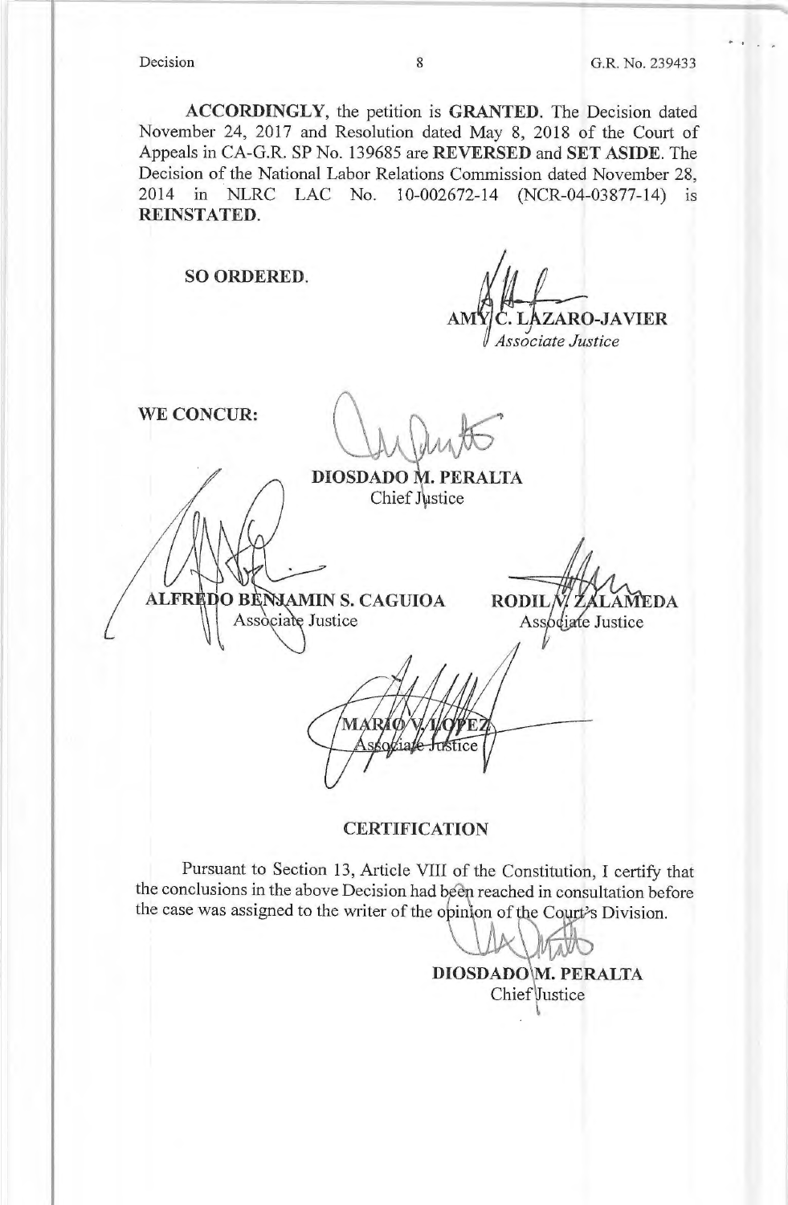**ACCORDINGLY**, the petition is **GRANTED**. The Decision dated November 24, 2017 and Resolution dated May 8, 2018 of the Court of Appeals in CA-G.R. SP No. 139685 are **REVERSED** and **SET ASIDE**. The Decision of the National Labor Relations Commission dated November 28, 2014 in NLRC LAC No. 10-002672-14 (NCR-04-03877-14) is **REINSTATED**.

**SO ORDERED.**

**AMY C. LAZARO-JAVIER**
*Associate Justice*

**WE CONCUR:**

**DIOSDADO M. PERALTA**
Chief Justice

**ALFREDO BENJAMIN S. CAGUIOA**
Associate Justice

**RODIL V. ZALAMEDA**
Associate Justice

**MARIO V. LOPEZ**
Associate Justice

## CERTIFICATION

Pursuant to Section 13, Article VIII of the Constitution, I certify that the conclusions in the above Decision had been reached in consultation before the case was assigned to the writer of the opinion of the Court's Division.

**DIOSDADO M. PERALTA**
Chief Justice